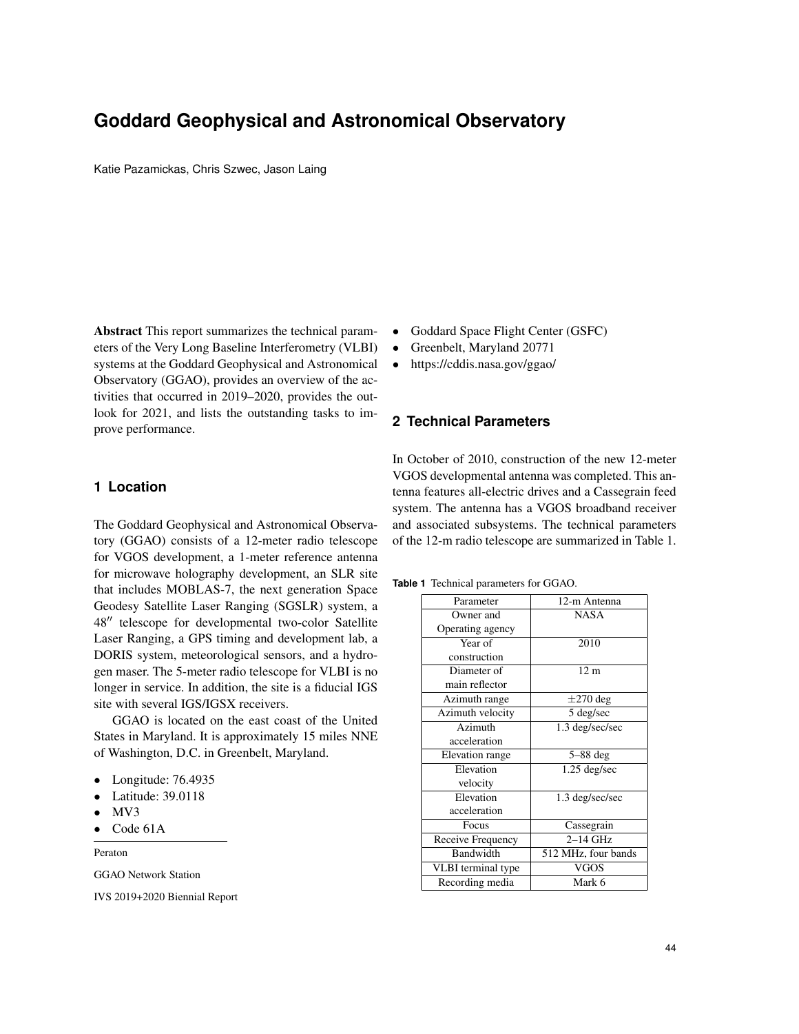# Goddard Geophysical and Astronomical Observatory

Katie Pazamickas, Chris Szwec, Jason Laing

**Abstract** This report summarizes the technical parameters of the Very Long Baseline Interferometry (VLBI) systems at the Goddard Geophysical and Astronomical Observatory (GGAO), provides an overview of the activities that occurred in 2019–2020, provides the outlook for 2021, and lists the outstanding tasks to improve performance.

## 1 Location

The Goddard Geophysical and Astronomical Observatory (GGAO) consists of a 12-meter radio telescope for VGOS development, a 1-meter reference antenna for microwave holography development, an SLR site that includes MOBLAS-7, the next generation Space Geodesy Satellite Laser Ranging (SGSLR) system, a 48″ telescope for developmental two-color Satellite Laser Ranging, a GPS timing and development lab, a DORIS system, meteorological sensors, and a hydrogen maser. The 5-meter radio telescope for VLBI is no longer in service. In addition, the site is a fiducial IGS site with several IGS/IGSX receivers.

GGAO is located on the east coast of the United States in Maryland. It is approximately 15 miles NNE of Washington, D.C. in Greenbelt, Maryland.

- Longitude: 76.4935
- Latitude: 39.0118
- MV3
- Code 61A

Peraton

GGAO Network Station

IVS 2019+2020 Biennial Report

- Goddard Space Flight Center (GSFC)
- Greenbelt, Maryland 20771
- https://cddis.nasa.gov/ggao/

## 2 Technical Parameters

In October of 2010, construction of the new 12-meter VGOS developmental antenna was completed. This antenna features all-electric drives and a Cassegrain feed system. The antenna has a VGOS broadband receiver and associated subsystems. The technical parameters of the 12-m radio telescope are summarized in Table 1.

**Table 1** Technical parameters for GGAO.

| Parameter | 12-m Antenna |
|---|---|
| Owner and Operating agency | NASA |
| Year of construction | 2010 |
| Diameter of main reflector | 12 m |
| Azimuth range | $\pm 270$ deg |
| Azimuth velocity | 5 deg/sec |
| Azimuth acceleration | 1.3 deg/sec/sec |
| Elevation range | 5–88 deg |
| Elevation velocity | 1.25 deg/sec |
| Elevation acceleration | 1.3 deg/sec/sec |
| Focus | Cassegrain |
| Receive Frequency | 2–14 GHz |
| Bandwidth | 512 MHz, four bands |
| VLBI terminal type | VGOS |
| Recording media | Mark 6 |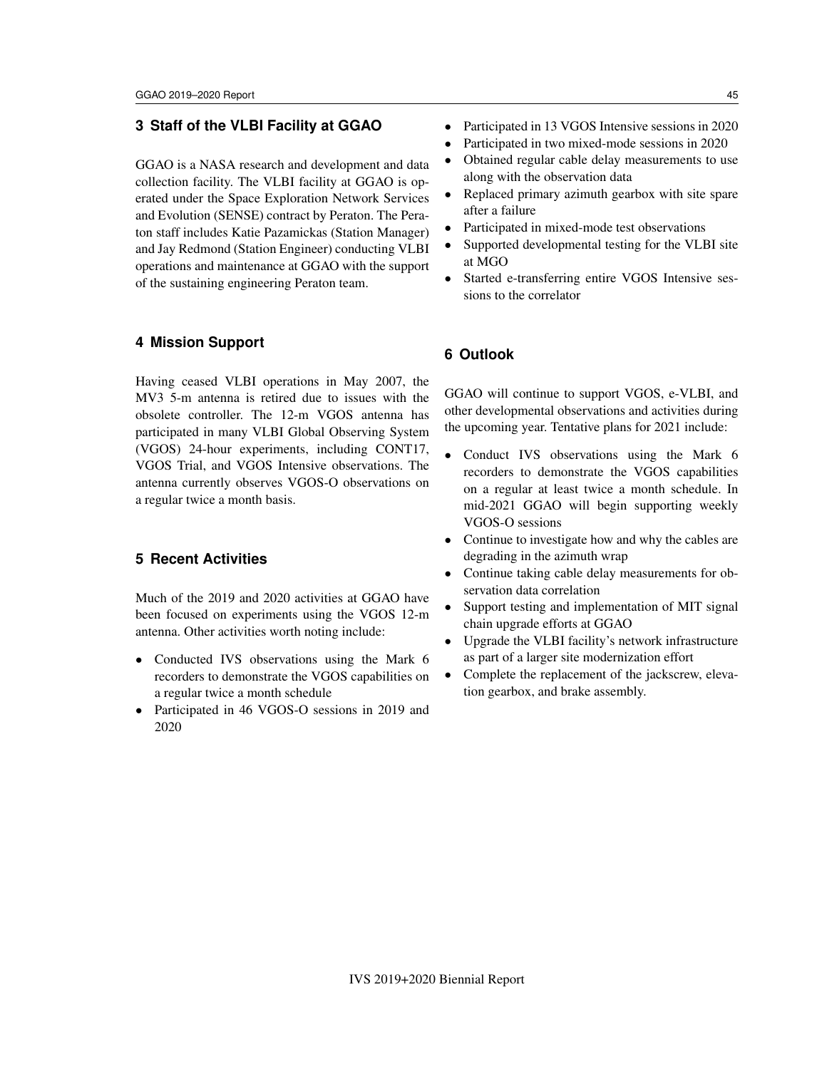## 3 Staff of the VLBI Facility at GGAO

GGAO is a NASA research and development and data collection facility. The VLBI facility at GGAO is operated under the Space Exploration Network Services and Evolution (SENSE) contract by Peraton. The Peraton staff includes Katie Pazamickas (Station Manager) and Jay Redmond (Station Engineer) conducting VLBI operations and maintenance at GGAO with the support of the sustaining engineering Peraton team.

## 4 Mission Support

Having ceased VLBI operations in May 2007, the MV3 5-m antenna is retired due to issues with the obsolete controller. The 12-m VGOS antenna has participated in many VLBI Global Observing System (VGOS) 24-hour experiments, including CONT17, VGOS Trial, and VGOS Intensive observations. The antenna currently observes VGOS-O observations on a regular twice a month basis.

## 5 Recent Activities

Much of the 2019 and 2020 activities at GGAO have been focused on experiments using the VGOS 12-m antenna. Other activities worth noting include:

- Conducted IVS observations using the Mark 6 recorders to demonstrate the VGOS capabilities on a regular twice a month schedule
- Participated in 46 VGOS-O sessions in 2019 and 2020
- Participated in 13 VGOS Intensive sessions in 2020
- Participated in two mixed-mode sessions in 2020
- Obtained regular cable delay measurements to use along with the observation data
- Replaced primary azimuth gearbox with site spare after a failure
- Participated in mixed-mode test observations
- Supported developmental testing for the VLBI site at MGO
- Started e-transferring entire VGOS Intensive sessions to the correlator

## 6 Outlook

GGAO will continue to support VGOS, e-VLBI, and other developmental observations and activities during the upcoming year. Tentative plans for 2021 include:

- Conduct IVS observations using the Mark 6 recorders to demonstrate the VGOS capabilities on a regular at least twice a month schedule. In mid-2021 GGAO will begin supporting weekly VGOS-O sessions
- Continue to investigate how and why the cables are degrading in the azimuth wrap
- Continue taking cable delay measurements for observation data correlation
- Support testing and implementation of MIT signal chain upgrade efforts at GGAO
- Upgrade the VLBI facility's network infrastructure as part of a larger site modernization effort
- Complete the replacement of the jackscrew, elevation gearbox, and brake assembly.